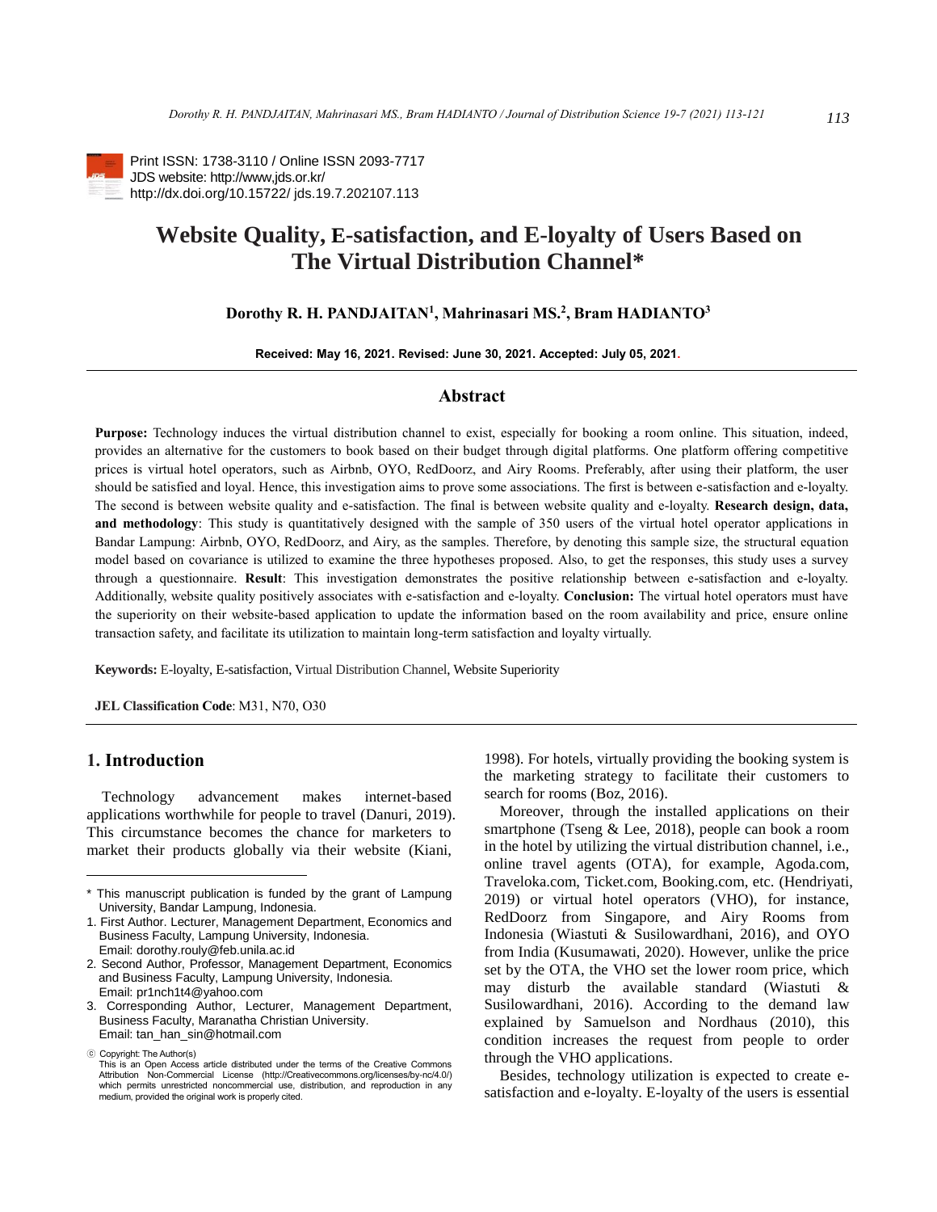Print ISSN: 1738-3110 / Online ISSN 2093-7717
JDS website: http://www.jds.or.kr/
http://dx.doi.org/10.15722/ jds.19.7.202107.113

# Website Quality, E-satisfaction, and E-loyalty of Users Based on The Virtual Distribution Channel*

**Dorothy R. H. PANDJAITAN[1], Mahrinasari MS.[2], Bram HADIANTO[3]**

**Received: May 16, 2021. Revised: June 30, 2021. Accepted: July 05, 2021.**

## Abstract

**Purpose:** Technology induces the virtual distribution channel to exist, especially for booking a room online. This situation, indeed, provides an alternative for the customers to book based on their budget through digital platforms. One platform offering competitive prices is virtual hotel operators, such as Airbnb, OYO, RedDoorz, and Airy Rooms. Preferably, after using their platform, the user should be satisfied and loyal. Hence, this investigation aims to prove some associations. The first is between e-satisfaction and e-loyalty. The second is between website quality and e-satisfaction. The final is between website quality and e-loyalty. **Research design, data, and methodology**: This study is quantitatively designed with the sample of 350 users of the virtual hotel operator applications in Bandar Lampung: Airbnb, OYO, RedDoorz, and Airy, as the samples. Therefore, by denoting this sample size, the structural equation model based on covariance is utilized to examine the three hypotheses proposed. Also, to get the responses, this study uses a survey through a questionnaire. **Result**: This investigation demonstrates the positive relationship between e-satisfaction and e-loyalty. Additionally, website quality positively associates with e-satisfaction and e-loyalty. **Conclusion:** The virtual hotel operators must have the superiority on their website-based application to update the information based on the room availability and price, ensure online transaction safety, and facilitate its utilization to maintain long-term satisfaction and loyalty virtually.

**Keywords:** E-loyalty, E-satisfaction, Virtual Distribution Channel, Website Superiority

**JEL Classification Code**: M31, N70, O30

## 1. Introduction

Technology advancement makes internet-based applications worthwhile for people to travel (Danuri, 2019). This circumstance becomes the chance for marketers to market their products globally via their website (Kiani, 1998). For hotels, virtually providing the booking system is the marketing strategy to facilitate their customers to search for rooms (Boz, 2016).

Moreover, through the installed applications on their smartphone (Tseng & Lee, 2018), people can book a room in the hotel by utilizing the virtual distribution channel, i.e., online travel agents (OTA), for example, Agoda.com, Traveloka.com, Ticket.com, Booking.com, etc. (Hendriyati, 2019) or virtual hotel operators (VHO), for instance, RedDoorz from Singapore, and Airy Rooms from Indonesia (Wiastuti & Susilowardhani, 2016), and OYO from India (Kusumawati, 2020). However, unlike the price set by the OTA, the VHO set the lower room price, which may disturb the available standard (Wiastuti & Susilowardhani, 2016). According to the demand law explained by Samuelson and Nordhaus (2010), this condition increases the request from people to order through the VHO applications.

Besides, technology utilization is expected to create e-satisfaction and e-loyalty. E-loyalty of the users is essential

---

\* This manuscript publication is funded by the grant of Lampung University, Bandar Lampung, Indonesia.

1. First Author. Lecturer, Management Department, Economics and Business Faculty, Lampung University, Indonesia. Email: dorothy.rouly@feb.unila.ac.id

2. Second Author, Professor, Management Department, Economics and Business Faculty, Lampung University, Indonesia. Email: pr1nch1t4@yahoo.com

3. Corresponding Author, Lecturer, Management Department, Business Faculty, Maranatha Christian University. Email: tan_han_sin@hotmail.com

ⓒ Copyright: The Author(s)
This is an Open Access article distributed under the terms of the Creative Commons Attribution Non-Commercial License (http://Creativecommons.org/licenses/by-nc/4.0/) which permits unrestricted noncommercial use, distribution, and reproduction in any medium, provided the original work is properly cited.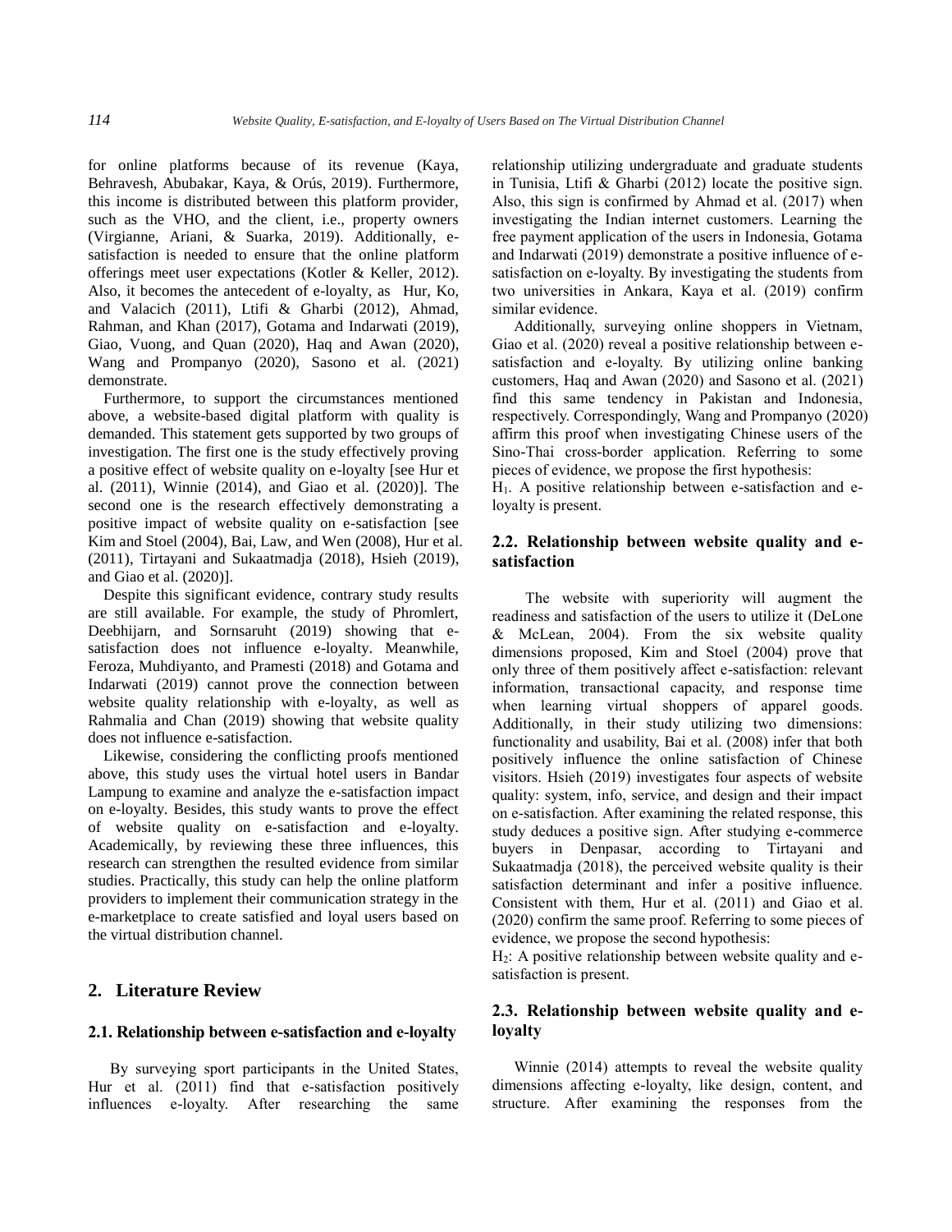for online platforms because of its revenue (Kaya, Behravesh, Abubakar, Kaya, & Orús, 2019). Furthermore, this income is distributed between this platform provider, such as the VHO, and the client, i.e., property owners (Virgianne, Ariani, & Suarka, 2019). Additionally, e-satisfaction is needed to ensure that the online platform offerings meet user expectations (Kotler & Keller, 2012). Also, it becomes the antecedent of e-loyalty, as Hur, Ko, and Valacich (2011), Ltifi & Gharbi (2012), Ahmad, Rahman, and Khan (2017), Gotama and Indarwati (2019), Giao, Vuong, and Quan (2020), Haq and Awan (2020), Wang and Prompanyo (2020), Sasono et al. (2021) demonstrate.

Furthermore, to support the circumstances mentioned above, a website-based digital platform with quality is demanded. This statement gets supported by two groups of investigation. The first one is the study effectively proving a positive effect of website quality on e-loyalty [see Hur et al. (2011), Winnie (2014), and Giao et al. (2020)]. The second one is the research effectively demonstrating a positive impact of website quality on e-satisfaction [see Kim and Stoel (2004), Bai, Law, and Wen (2008), Hur et al. (2011), Tirtayani and Sukaatmadja (2018), Hsieh (2019), and Giao et al. (2020)].

Despite this significant evidence, contrary study results are still available. For example, the study of Phromlert, Deebhijarn, and Sornsaruht (2019) showing that e-satisfaction does not influence e-loyalty. Meanwhile, Feroza, Muhdiyanto, and Pramesti (2018) and Gotama and Indarwati (2019) cannot prove the connection between website quality relationship with e-loyalty, as well as Rahmalia and Chan (2019) showing that website quality does not influence e-satisfaction.

Likewise, considering the conflicting proofs mentioned above, this study uses the virtual hotel users in Bandar Lampung to examine and analyze the e-satisfaction impact on e-loyalty. Besides, this study wants to prove the effect of website quality on e-satisfaction and e-loyalty. Academically, by reviewing these three influences, this research can strengthen the resulted evidence from similar studies. Practically, this study can help the online platform providers to implement their communication strategy in the e-marketplace to create satisfied and loyal users based on the virtual distribution channel.

## 2. Literature Review

### 2.1. Relationship between e-satisfaction and e-loyalty

By surveying sport participants in the United States, Hur et al. (2011) find that e-satisfaction positively influences e-loyalty. After researching the same relationship utilizing undergraduate and graduate students in Tunisia, Ltifi & Gharbi (2012) locate the positive sign. Also, this sign is confirmed by Ahmad et al. (2017) when investigating the Indian internet customers. Learning the free payment application of the users in Indonesia, Gotama and Indarwati (2019) demonstrate a positive influence of e-satisfaction on e-loyalty. By investigating the students from two universities in Ankara, Kaya et al. (2019) confirm similar evidence.

Additionally, surveying online shoppers in Vietnam, Giao et al. (2020) reveal a positive relationship between e-satisfaction and e-loyalty. By utilizing online banking customers, Haq and Awan (2020) and Sasono et al. (2021) find this same tendency in Pakistan and Indonesia, respectively. Correspondingly, Wang and Prompanyo (2020) affirm this proof when investigating Chinese users of the Sino-Thai cross-border application. Referring to some pieces of evidence, we propose the first hypothesis:

$H_1$. A positive relationship between e-satisfaction and e-loyalty is present.

### 2.2. Relationship between website quality and e-satisfaction

The website with superiority will augment the readiness and satisfaction of the users to utilize it (DeLone & McLean, 2004). From the six website quality dimensions proposed, Kim and Stoel (2004) prove that only three of them positively affect e-satisfaction: relevant information, transactional capacity, and response time when learning virtual shoppers of apparel goods. Additionally, in their study utilizing two dimensions: functionality and usability, Bai et al. (2008) infer that both positively influence the online satisfaction of Chinese visitors. Hsieh (2019) investigates four aspects of website quality: system, info, service, and design and their impact on e-satisfaction. After examining the related response, this study deduces a positive sign. After studying e-commerce buyers in Denpasar, according to Tirtayani and Sukaatmadja (2018), the perceived website quality is their satisfaction determinant and infer a positive influence. Consistent with them, Hur et al. (2011) and Giao et al. (2020) confirm the same proof. Referring to some pieces of evidence, we propose the second hypothesis:

$H_2$: A positive relationship between website quality and e-satisfaction is present.

### 2.3. Relationship between website quality and e-loyalty

Winnie (2014) attempts to reveal the website quality dimensions affecting e-loyalty, like design, content, and structure. After examining the responses from the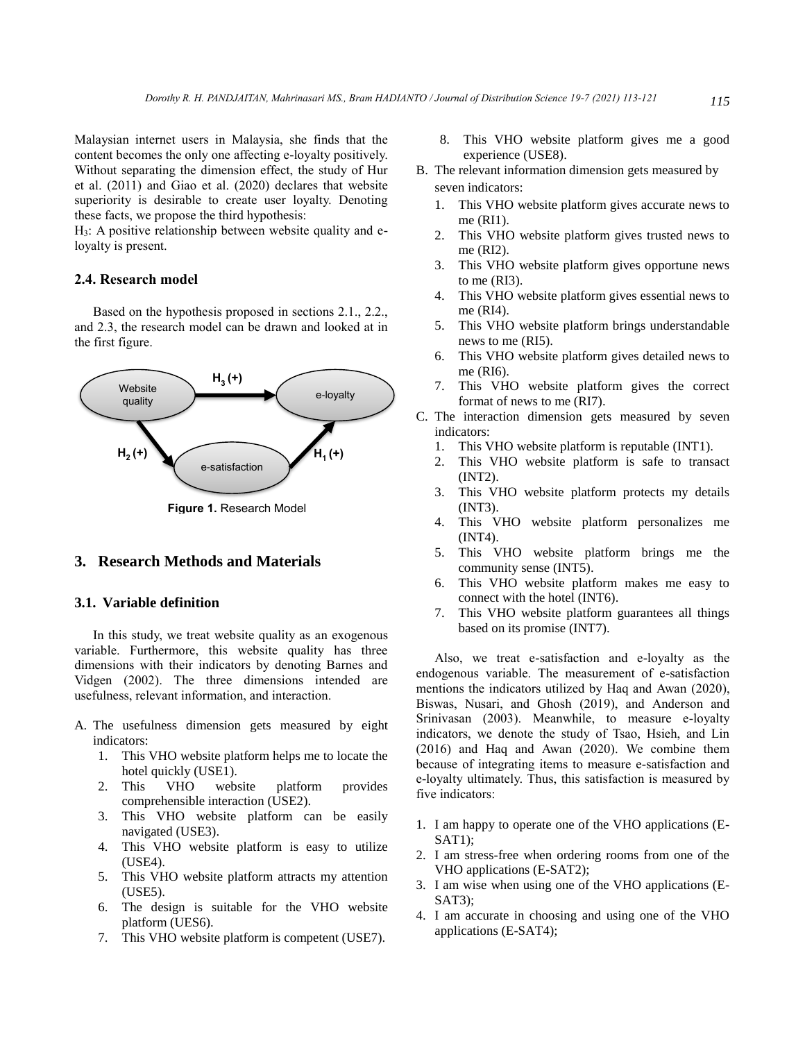Malaysian internet users in Malaysia, she finds that the content becomes the only one affecting e-loyalty positively. Without separating the dimension effect, the study of Hur et al. (2011) and Giao et al. (2020) declares that website superiority is desirable to create user loyalty. Denoting these facts, we propose the third hypothesis:

$H_3$: A positive relationship between website quality and e-loyalty is present.

### 2.4. Research model

Based on the hypothesis proposed in sections 2.1., 2.2., and 2.3, the research model can be drawn and looked at in the first figure.

**Figure 1.** Research Model

## 3. Research Methods and Materials

### 3.1. Variable definition

In this study, we treat website quality as an exogenous variable. Furthermore, this website quality has three dimensions with their indicators by denoting Barnes and Vidgen (2002). The three dimensions intended are usefulness, relevant information, and interaction.

A. The usefulness dimension gets measured by eight indicators:
   1. This VHO website platform helps me to locate the hotel quickly (USE1).
   2. This VHO website platform provides comprehensible interaction (USE2).
   3. This VHO website platform can be easily navigated (USE3).
   4. This VHO website platform is easy to utilize (USE4).
   5. This VHO website platform attracts my attention (USE5).
   6. The design is suitable for the VHO website platform (UES6).
   7. This VHO website platform is competent (USE7).
   8. This VHO website platform gives me a good experience (USE8).

B. The relevant information dimension gets measured by seven indicators:
   1. This VHO website platform gives accurate news to me (RI1).
   2. This VHO website platform gives trusted news to me (RI2).
   3. This VHO website platform gives opportune news to me (RI3).
   4. This VHO website platform gives essential news to me (RI4).
   5. This VHO website platform brings understandable news to me (RI5).
   6. This VHO website platform gives detailed news to me (RI6).
   7. This VHO website platform gives the correct format of news to me (RI7).

C. The interaction dimension gets measured by seven indicators:
   1. This VHO website platform is reputable (INT1).
   2. This VHO website platform is safe to transact (INT2).
   3. This VHO website platform protects my details (INT3).
   4. This VHO website platform personalizes me (INT4).
   5. This VHO website platform brings me the community sense (INT5).
   6. This VHO website platform makes me easy to connect with the hotel (INT6).
   7. This VHO website platform guarantees all things based on its promise (INT7).

Also, we treat e-satisfaction and e-loyalty as the endogenous variable. The measurement of e-satisfaction mentions the indicators utilized by Haq and Awan (2020), Biswas, Nusari, and Ghosh (2019), and Anderson and Srinivasan (2003). Meanwhile, to measure e-loyalty indicators, we denote the study of Tsao, Hsieh, and Lin (2016) and Haq and Awan (2020). We combine them because of integrating items to measure e-satisfaction and e-loyalty ultimately. Thus, this satisfaction is measured by five indicators:

1. I am happy to operate one of the VHO applications (E-SAT1);
2. I am stress-free when ordering rooms from one of the VHO applications (E-SAT2);
3. I am wise when using one of the VHO applications (E-SAT3);
4. I am accurate in choosing and using one of the VHO applications (E-SAT4);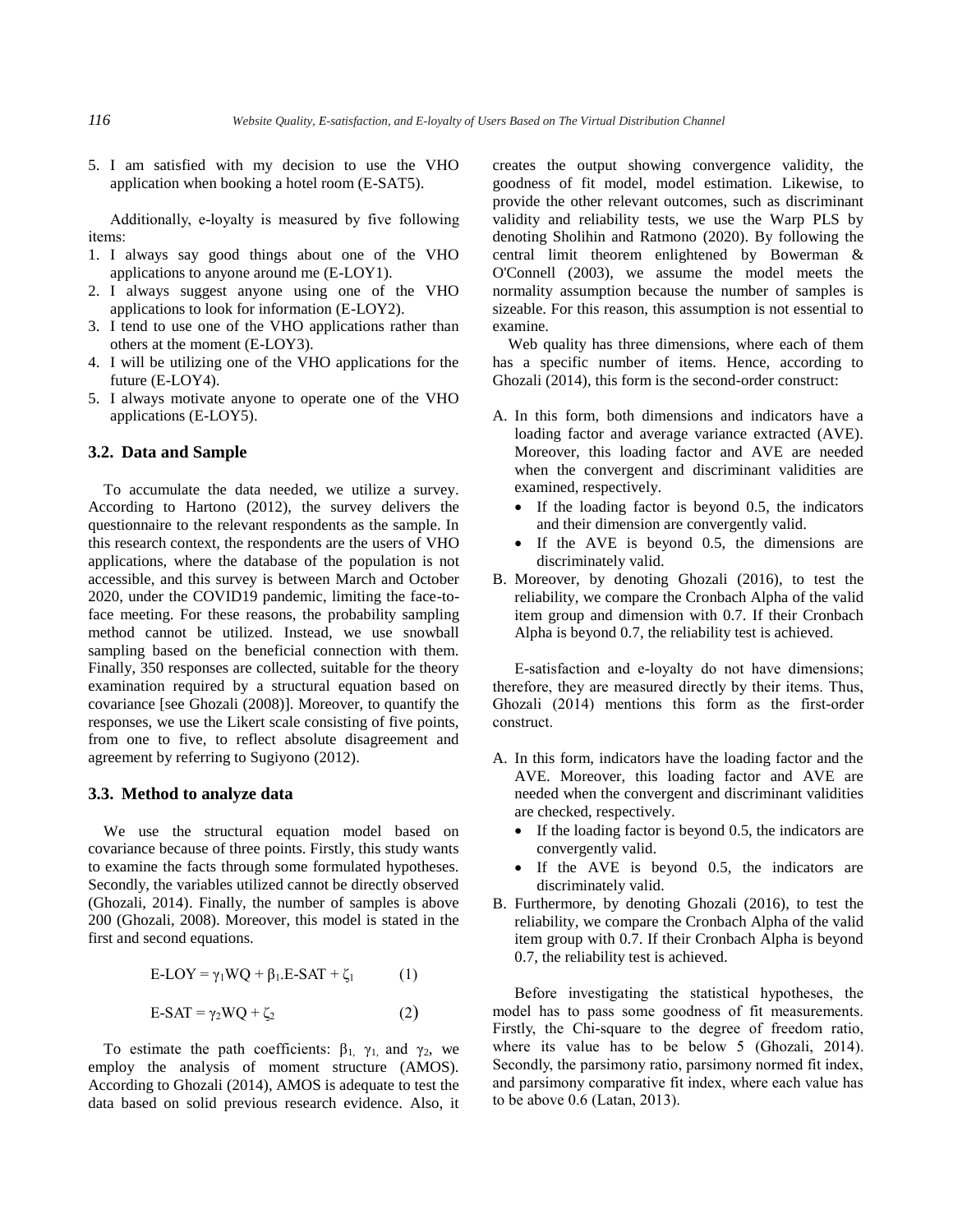5. I am satisfied with my decision to use the VHO application when booking a hotel room (E-SAT5).

Additionally, e-loyalty is measured by five following items:

1. I always say good things about one of the VHO applications to anyone around me (E-LOY1).
2. I always suggest anyone using one of the VHO applications to look for information (E-LOY2).
3. I tend to use one of the VHO applications rather than others at the moment (E-LOY3).
4. I will be utilizing one of the VHO applications for the future (E-LOY4).
5. I always motivate anyone to operate one of the VHO applications (E-LOY5).

### 3.2. Data and Sample

To accumulate the data needed, we utilize a survey. According to Hartono (2012), the survey delivers the questionnaire to the relevant respondents as the sample. In this research context, the respondents are the users of VHO applications, where the database of the population is not accessible, and this survey is between March and October 2020, under the COVID19 pandemic, limiting the face-to-face meeting. For these reasons, the probability sampling method cannot be utilized. Instead, we use snowball sampling based on the beneficial connection with them. Finally, 350 responses are collected, suitable for the theory examination required by a structural equation based on covariance [see Ghozali (2008)]. Moreover, to quantify the responses, we use the Likert scale consisting of five points, from one to five, to reflect absolute disagreement and agreement by referring to Sugiyono (2012).

### 3.3. Method to analyze data

We use the structural equation model based on covariance because of three points. Firstly, this study wants to examine the facts through some formulated hypotheses. Secondly, the variables utilized cannot be directly observed (Ghozali, 2014). Finally, the number of samples is above 200 (Ghozali, 2008). Moreover, this model is stated in the first and second equations.

$$\text{E-LOY} = \gamma_1 \text{WQ} + \beta_1 . \text{E-SAT} + \zeta_1 \qquad (1)$$

$$\text{E-SAT} = \gamma_2 \text{WQ} + \zeta_2 \qquad (2)$$

To estimate the path coefficients: $\beta_1$, $\gamma_1$, and $\gamma_2$, we employ the analysis of moment structure (AMOS). According to Ghozali (2014), AMOS is adequate to test the data based on solid previous research evidence. Also, it creates the output showing convergence validity, the goodness of fit model, model estimation. Likewise, to provide the other relevant outcomes, such as discriminant validity and reliability tests, we use the Warp PLS by denoting Sholihin and Ratmono (2020). By following the central limit theorem enlightened by Bowerman & O'Connell (2003), we assume the model meets the normality assumption because the number of samples is sizeable. For this reason, this assumption is not essential to examine.

Web quality has three dimensions, where each of them has a specific number of items. Hence, according to Ghozali (2014), this form is the second-order construct:

A. In this form, both dimensions and indicators have a loading factor and average variance extracted (AVE). Moreover, this loading factor and AVE are needed when the convergent and discriminant validities are examined, respectively.
   - If the loading factor is beyond 0.5, the indicators and their dimension are convergently valid.
   - If the AVE is beyond 0.5, the dimensions are discriminately valid.

B. Moreover, by denoting Ghozali (2016), to test the reliability, we compare the Cronbach Alpha of the valid item group and dimension with 0.7. If their Cronbach Alpha is beyond 0.7, the reliability test is achieved.

E-satisfaction and e-loyalty do not have dimensions; therefore, they are measured directly by their items. Thus, Ghozali (2014) mentions this form as the first-order construct.

A. In this form, indicators have the loading factor and the AVE. Moreover, this loading factor and AVE are needed when the convergent and discriminant validities are checked, respectively.
   - If the loading factor is beyond 0.5, the indicators are convergently valid.
   - If the AVE is beyond 0.5, the indicators are discriminately valid.

B. Furthermore, by denoting Ghozali (2016), to test the reliability, we compare the Cronbach Alpha of the valid item group with 0.7. If their Cronbach Alpha is beyond 0.7, the reliability test is achieved.

Before investigating the statistical hypotheses, the model has to pass some goodness of fit measurements. Firstly, the Chi-square to the degree of freedom ratio, where its value has to be below 5 (Ghozali, 2014). Secondly, the parsimony ratio, parsimony normed fit index, and parsimony comparative fit index, where each value has to be above 0.6 (Latan, 2013).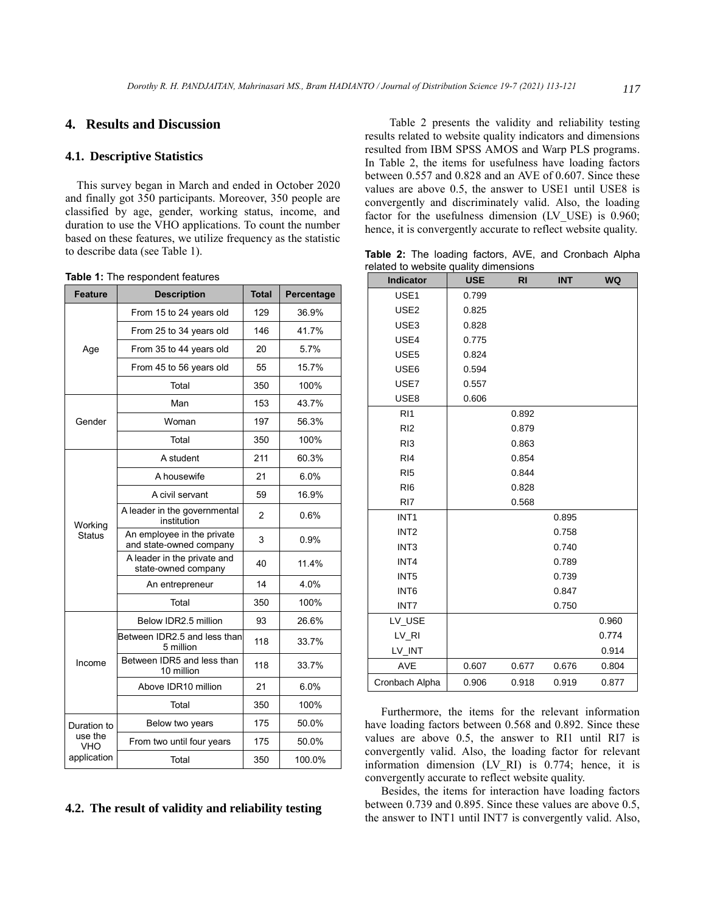## 4. Results and Discussion

### 4.1. Descriptive Statistics

This survey began in March and ended in October 2020 and finally got 350 participants. Moreover, 350 people are classified by age, gender, working status, income, and duration to use the VHO applications. To count the number based on these features, we utilize frequency as the statistic to describe data (see Table 1).

**Table 1:** The respondent features

| Feature | Description | Total | Percentage |
|---|---|---|---|
| Age | From 15 to 24 years old | 129 | 36.9% |
| | From 25 to 34 years old | 146 | 41.7% |
| | From 35 to 44 years old | 20 | 5.7% |
| | From 45 to 56 years old | 55 | 15.7% |
| | Total | 350 | 100% |
| Gender | Man | 153 | 43.7% |
| | Woman | 197 | 56.3% |
| | Total | 350 | 100% |
| Working Status | A student | 211 | 60.3% |
| | A housewife | 21 | 6.0% |
| | A civil servant | 59 | 16.9% |
| | A leader in the governmental institution | 2 | 0.6% |
| | An employee in the private and state-owned company | 3 | 0.9% |
| | A leader in the private and state-owned company | 40 | 11.4% |
| | An entrepreneur | 14 | 4.0% |
| | Total | 350 | 100% |
| Income | Below IDR2.5 million | 93 | 26.6% |
| | Between IDR2.5 and less than 5 million | 118 | 33.7% |
| | Between IDR5 and less than 10 million | 118 | 33.7% |
| | Above IDR10 million | 21 | 6.0% |
| | Total | 350 | 100% |
| Duration to use the VHO application | Below two years | 175 | 50.0% |
| | From two until four years | 175 | 50.0% |
| | Total | 350 | 100.0% |

### 4.2. The result of validity and reliability testing

Table 2 presents the validity and reliability testing results related to website quality indicators and dimensions resulted from IBM SPSS AMOS and Warp PLS programs. In Table 2, the items for usefulness have loading factors between 0.557 and 0.828 and an AVE of 0.607. Since these values are above 0.5, the answer to USE1 until USE8 is convergently and discriminately valid. Also, the loading factor for the usefulness dimension (LV_USE) is 0.960; hence, it is convergently accurate to reflect website quality.

**Table 2:** The loading factors, AVE, and Cronbach Alpha related to website quality dimensions

| Indicator | USE | RI | INT | WQ |
|---|---|---|---|---|
| USE1 | 0.799 | | | |
| USE2 | 0.825 | | | |
| USE3 | 0.828 | | | |
| USE4 | 0.775 | | | |
| USE5 | 0.824 | | | |
| USE6 | 0.594 | | | |
| USE7 | 0.557 | | | |
| USE8 | 0.606 | | | |
| RI1 | | 0.892 | | |
| RI2 | | 0.879 | | |
| RI3 | | 0.863 | | |
| RI4 | | 0.854 | | |
| RI5 | | 0.844 | | |
| RI6 | | 0.828 | | |
| RI7 | | 0.568 | | |
| INT1 | | | 0.895 | |
| INT2 | | | 0.758 | |
| INT3 | | | 0.740 | |
| INT4 | | | 0.789 | |
| INT5 | | | 0.739 | |
| INT6 | | | 0.847 | |
| INT7 | | | 0.750 | |
| LV_USE | | | | 0.960 |
| LV_RI | | | | 0.774 |
| LV_INT | | | | 0.914 |
| AVE | 0.607 | 0.677 | 0.676 | 0.804 |
| Cronbach Alpha | 0.906 | 0.918 | 0.919 | 0.877 |

Furthermore, the items for the relevant information have loading factors between 0.568 and 0.892. Since these values are above 0.5, the answer to RI1 until RI7 is convergently valid. Also, the loading factor for relevant information dimension (LV_RI) is 0.774; hence, it is convergently accurate to reflect website quality.

Besides, the items for interaction have loading factors between 0.739 and 0.895. Since these values are above 0.5, the answer to INT1 until INT7 is convergently valid. Also,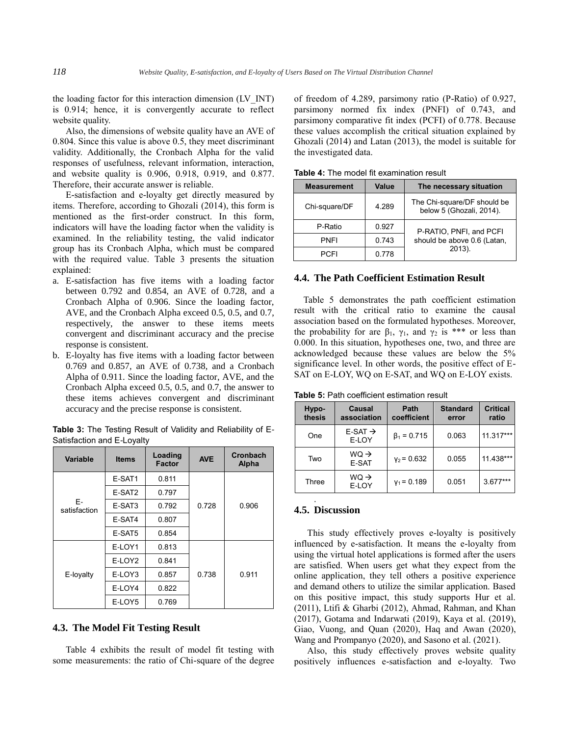the loading factor for this interaction dimension (LV_INT) is 0.914; hence, it is convergently accurate to reflect website quality.

Also, the dimensions of website quality have an AVE of 0.804. Since this value is above 0.5, they meet discriminant validity. Additionally, the Cronbach Alpha for the valid responses of usefulness, relevant information, interaction, and website quality is 0.906, 0.918, 0.919, and 0.877. Therefore, their accurate answer is reliable.

E-satisfaction and e-loyalty get directly measured by items. Therefore, according to Ghozali (2014), this form is mentioned as the first-order construct. In this form, indicators will have the loading factor when the validity is examined. In the reliability testing, the valid indicator group has its Cronbach Alpha, which must be compared with the required value. Table 3 presents the situation explained:

a. E-satisfaction has five items with a loading factor between 0.792 and 0.854, an AVE of 0.728, and a Cronbach Alpha of 0.906. Since the loading factor, AVE, and the Cronbach Alpha exceed 0.5, 0.5, and 0.7, respectively, the answer to these items meets convergent and discriminant accuracy and the precise response is consistent.
b. E-loyalty has five items with a loading factor between 0.769 and 0.857, an AVE of 0.738, and a Cronbach Alpha of 0.911. Since the loading factor, AVE, and the Cronbach Alpha exceed 0.5, 0.5, and 0.7, the answer to these items achieves convergent and discriminant accuracy and the precise response is consistent.

**Table 3:** The Testing Result of Validity and Reliability of E-Satisfaction and E-Loyalty

| Variable | Items | Loading Factor | AVE | Cronbach Alpha |
|---|---|---|---|---|
| E-satisfaction | E-SAT1 | 0.811 | 0.728 | 0.906 |
| | E-SAT2 | 0.797 | | |
| | E-SAT3 | 0.792 | | |
| | E-SAT4 | 0.807 | | |
| | E-SAT5 | 0.854 | | |
| E-loyalty | E-LOY1 | 0.813 | 0.738 | 0.911 |
| | E-LOY2 | 0.841 | | |
| | E-LOY3 | 0.857 | | |
| | E-LOY4 | 0.822 | | |
| | E-LOY5 | 0.769 | | |

### 4.3. The Model Fit Testing Result

Table 4 exhibits the result of model fit testing with some measurements: the ratio of Chi-square of the degree of freedom of 4.289, parsimony ratio (P-Ratio) of 0.927, parsimony normed fix index (PNFI) of 0.743, and parsimony comparative fit index (PCFI) of 0.778. Because these values accomplish the critical situation explained by Ghozali (2014) and Latan (2013), the model is suitable for the investigated data.

**Table 4:** The model fit examination result

| Measurement | Value | The necessary situation |
|---|---|---|
| Chi-square/DF | 4.289 | The Chi-square/DF should be below 5 (Ghozali, 2014). |
| P-Ratio | 0.927 | P-RATIO, PNFI, and PCFI should be above 0.6 (Latan, 2013). |
| PNFI | 0.743 | |
| PCFI | 0.778 | |

### 4.4. The Path Coefficient Estimation Result

Table 5 demonstrates the path coefficient estimation result with the critical ratio to examine the causal association based on the formulated hypotheses. Moreover, the probability for are $\beta_1$, $\gamma_1$, and $\gamma_2$ is *** or less than 0.000. In this situation, hypotheses one, two, and three are acknowledged because these values are below the 5% significance level. In other words, the positive effect of E-SAT on E-LOY, WQ on E-SAT, and WQ on E-LOY exists.

**Table 5:** Path coefficient estimation result

| Hypothesis | Causal association | Path coefficient | Standard error | Critical ratio |
|---|---|---|---|---|
| One | E-SAT → E-LOY | $\beta_1 = 0.715$ | 0.063 | 11.317*** |
| Two | WQ → E-SAT | $\gamma_2 = 0.632$ | 0.055 | 11.438*** |
| Three | WQ → E-LOY | $\gamma_1 = 0.189$ | 0.051 | 3.677*** |

### 4.5. Discussion

This study effectively proves e-loyalty is positively influenced by e-satisfaction. It means the e-loyalty from using the virtual hotel applications is formed after the users are satisfied. When users get what they expect from the online application, they tell others a positive experience and demand others to utilize the similar application. Based on this positive impact, this study supports Hur et al. (2011), Ltifi & Gharbi (2012), Ahmad, Rahman, and Khan (2017), Gotama and Indarwati (2019), Kaya et al. (2019), Giao, Vuong, and Quan (2020), Haq and Awan (2020), Wang and Prompanyo (2020), and Sasono et al. (2021).

Also, this study effectively proves website quality positively influences e-satisfaction and e-loyalty. Two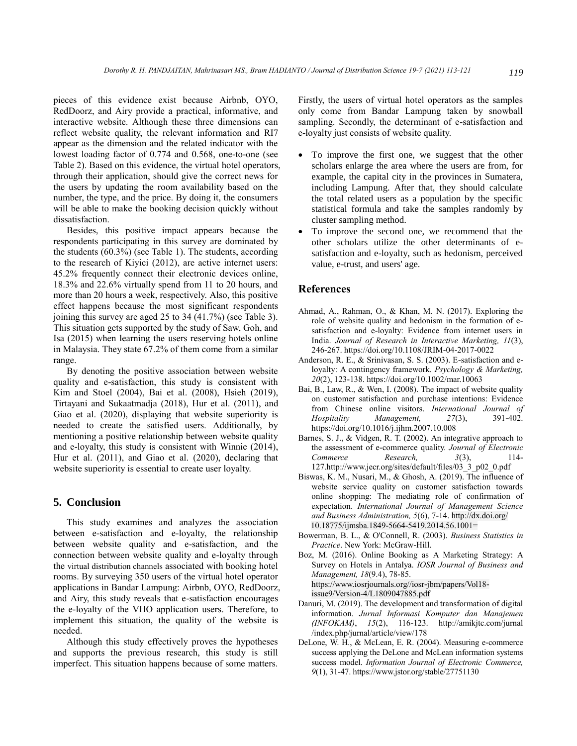pieces of this evidence exist because Airbnb, OYO, RedDoorz, and Airy provide a practical, informative, and interactive website. Although these three dimensions can reflect website quality, the relevant information and RI7 appear as the dimension and the related indicator with the lowest loading factor of 0.774 and 0.568, one-to-one (see Table 2). Based on this evidence, the virtual hotel operators, through their application, should give the correct news for the users by updating the room availability based on the number, the type, and the price. By doing it, the consumers will be able to make the booking decision quickly without dissatisfaction.

Besides, this positive impact appears because the respondents participating in this survey are dominated by the students (60.3%) (see Table 1). The students, according to the research of Kiyici (2012), are active internet users: 45.2% frequently connect their electronic devices online, 18.3% and 22.6% virtually spend from 11 to 20 hours, and more than 20 hours a week, respectively. Also, this positive effect happens because the most significant respondents joining this survey are aged 25 to 34 (41.7%) (see Table 3). This situation gets supported by the study of Saw, Goh, and Isa (2015) when learning the users reserving hotels online in Malaysia. They state 67.2% of them come from a similar range.

By denoting the positive association between website quality and e-satisfaction, this study is consistent with Kim and Stoel (2004), Bai et al. (2008), Hsieh (2019), Tirtayani and Sukaatmadja (2018), Hur et al. (2011), and Giao et al. (2020), displaying that website superiority is needed to create the satisfied users. Additionally, by mentioning a positive relationship between website quality and e-loyalty, this study is consistent with Winnie (2014), Hur et al. (2011), and Giao et al. (2020), declaring that website superiority is essential to create user loyalty.

## 5. Conclusion

This study examines and analyzes the association between e-satisfaction and e-loyalty, the relationship between website quality and e-satisfaction, and the connection between website quality and e-loyalty through the virtual distribution channels associated with booking hotel rooms. By surveying 350 users of the virtual hotel operator applications in Bandar Lampung: Airbnb, OYO, RedDoorz, and Airy, this study reveals that e-satisfaction encourages the e-loyalty of the VHO application users. Therefore, to implement this situation, the quality of the website is needed.

Although this study effectively proves the hypotheses and supports the previous research, this study is still imperfect. This situation happens because of some matters. Firstly, the users of virtual hotel operators as the samples only come from Bandar Lampung taken by snowball sampling. Secondly, the determinant of e-satisfaction and e-loyalty just consists of website quality.

- To improve the first one, we suggest that the other scholars enlarge the area where the users are from, for example, the capital city in the provinces in Sumatera, including Lampung. After that, they should calculate the total related users as a population by the specific statistical formula and take the samples randomly by cluster sampling method.
- To improve the second one, we recommend that the other scholars utilize the other determinants of e-satisfaction and e-loyalty, such as hedonism, perceived value, e-trust, and users' age.

## References

Ahmad, A., Rahman, O., & Khan, M. N. (2017). Exploring the role of website quality and hedonism in the formation of e-satisfaction and e-loyalty: Evidence from internet users in India. *Journal of Research in Interactive Marketing, 11*(3), 246-267. https://doi.org/10.1108/JRIM-04-2017-0022

Anderson, R. E., & Srinivasan, S. S. (2003). E-satisfaction and e-loyalty: A contingency framework. *Psychology & Marketing, 20*(2), 123-138. https://doi.org/10.1002/mar.10063

Bai, B., Law, R., & Wen, I. (2008). The impact of website quality on customer satisfaction and purchase intentions: Evidence from Chinese online visitors. *International Journal of Hospitality Management, 27*(3), 391-402. https://doi.org/10.1016/j.ijhm.2007.10.008

Barnes, S. J., & Vidgen, R. T. (2002). An integrative approach to the assessment of e-commerce quality. *Journal of Electronic Commerce Research, 3*(3), 114-127.http://www.jecr.org/sites/default/files/03_3_p02_0.pdf

Biswas, K. M., Nusari, M., & Ghosh, A. (2019). The influence of website service quality on customer satisfaction towards online shopping: The mediating role of confirmation of expectation. *International Journal of Management Science and Business Administration, 5*(6), 7-14. http://dx.doi.org/10.18775/ijmsba.1849-5664-5419.2014.56.1001=

Bowerman, B. L., & O'Connell, R. (2003). *Business Statistics in Practice*. New York: McGraw-Hill.

Boz, M. (2016). Online Booking as A Marketing Strategy: A Survey on Hotels in Antalya. *IOSR Journal of Business and Management, 18*(9.4), 78-85. https://www.iosrjournals.org//iosr-jbm/papers/Vol18-issue9/Version-4/L1809047885.pdf

Danuri, M. (2019). The development and transformation of digital information. *Jurnal Informasi Komputer dan Manajemen (INFOKAM), 15*(2), 116-123. http://amikjtc.com/jurnal/index.php/jurnal/article/view/178

DeLone, W. H., & McLean, E. R. (2004). Measuring e-commerce success applying the DeLone and McLean information systems success model. *Information Journal of Electronic Commerce, 9*(1), 31-47. https://www.jstor.org/stable/27751130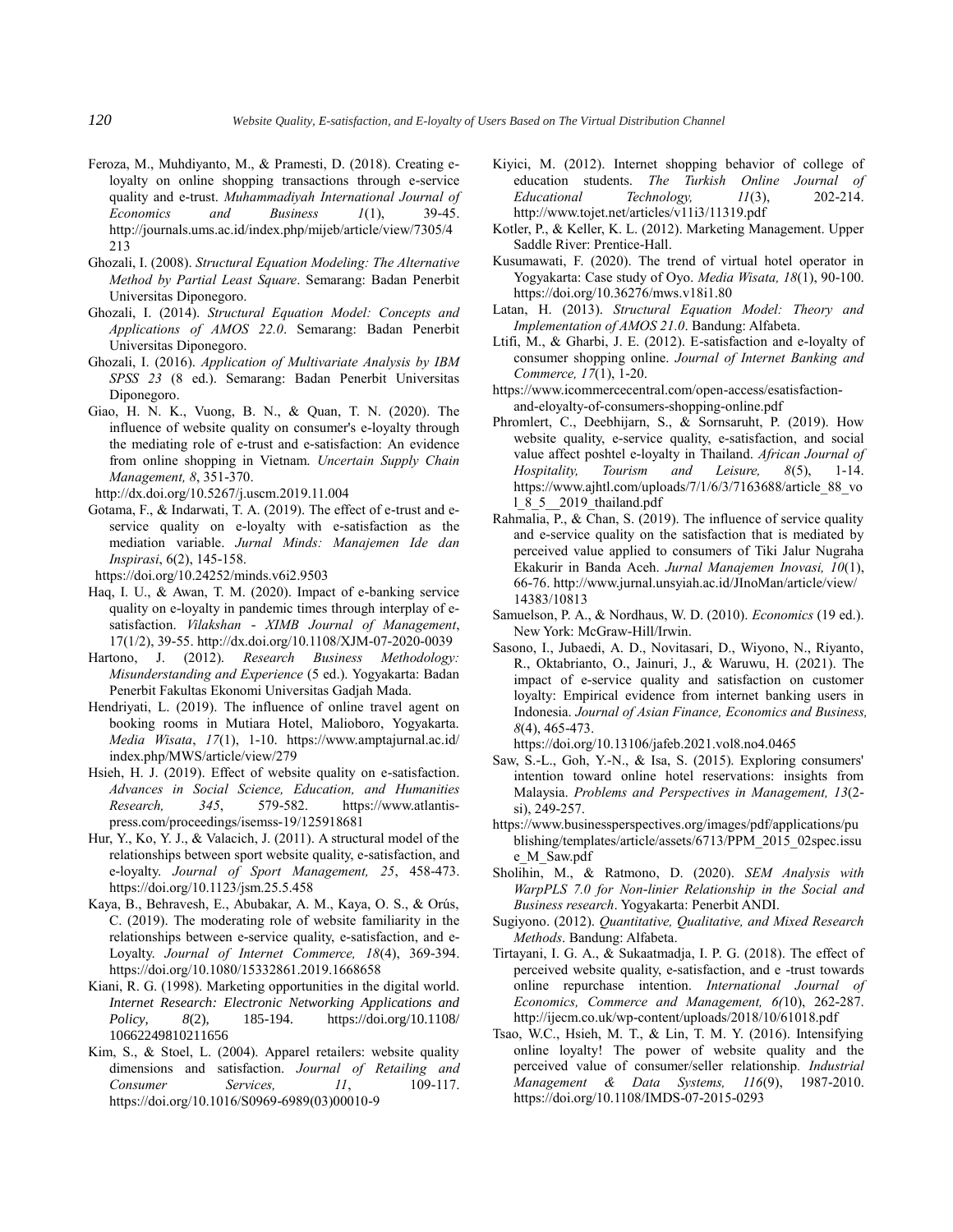Feroza, M., Muhdiyanto, M., & Pramesti, D. (2018). Creating e-loyalty on online shopping transactions through e-service quality and e-trust. *Muhammadiyah International Journal of Economics and Business 1*(1), 39-45. http://journals.ums.ac.id/index.php/mijeb/article/view/7305/4213

Ghozali, I. (2008). *Structural Equation Modeling: The Alternative Method by Partial Least Square*. Semarang: Badan Penerbit Universitas Diponegoro.

Ghozali, I. (2014). *Structural Equation Model: Concepts and Applications of AMOS 22.0*. Semarang: Badan Penerbit Universitas Diponegoro.

Ghozali, I. (2016). *Application of Multivariate Analysis by IBM SPSS 23* (8 ed.). Semarang: Badan Penerbit Universitas Diponegoro.

Giao, H. N. K., Vuong, B. N., & Quan, T. N. (2020). The influence of website quality on consumer's e-loyalty through the mediating role of e-trust and e-satisfaction: An evidence from online shopping in Vietnam. *Uncertain Supply Chain Management, 8*, 351-370. http://dx.doi.org/10.5267/j.uscm.2019.11.004

Gotama, F., & Indarwati, T. A. (2019). The effect of e-trust and e-service quality on e-loyalty with e-satisfaction as the mediation variable. *Jurnal Minds: Manajemen Ide dan Inspirasi*, 6(2), 145-158. https://doi.org/10.24252/minds.v6i2.9503

Haq, I. U., & Awan, T. M. (2020). Impact of e-banking service quality on e-loyalty in pandemic times through interplay of e-satisfaction. *Vilakshan - XIMB Journal of Management*, 17(1/2), 39-55. http://dx.doi.org/10.1108/XJM-07-2020-0039

Hartono, J. (2012). *Research Business Methodology: Misunderstanding and Experience* (5 ed.). Yogyakarta: Badan Penerbit Fakultas Ekonomi Universitas Gadjah Mada.

Hendriyati, L. (2019). The influence of online travel agent on booking rooms in Mutiara Hotel, Malioboro, Yogyakarta. *Media Wisata*, *17*(1), 1-10. https://www.amptajurnal.ac.id/index.php/MWS/article/view/279

Hsieh, H. J. (2019). Effect of website quality on e-satisfaction. *Advances in Social Science, Education, and Humanities Research, 345*, 579-582. https://www.atlantis-press.com/proceedings/isemss-19/125918681

Hur, Y., Ko, Y. J., & Valacich, J. (2011). A structural model of the relationships between sport website quality, e-satisfaction, and e-loyalty. *Journal of Sport Management, 25*, 458-473. https://doi.org/10.1123/jsm.25.5.458

Kaya, B., Behravesh, E., Abubakar, A. M., Kaya, O. S., & Orús, C. (2019). The moderating role of website familiarity in the relationships between e-service quality, e-satisfaction, and e-Loyalty. *Journal of Internet Commerce, 18*(4), 369-394. https://doi.org/10.1080/15332861.2019.1668658

Kiani, R. G. (1998). Marketing opportunities in the digital world. *Internet Research: Electronic Networking Applications and Policy, 8*(2), 185-194. https://doi.org/10.1108/10662249810211656

Kim, S., & Stoel, L. (2004). Apparel retailers: website quality dimensions and satisfaction. *Journal of Retailing and Consumer Services, 11*, 109-117. https://doi.org/10.1016/S0969-6989(03)00010-9

Kiyici, M. (2012). Internet shopping behavior of college of education students. *The Turkish Online Journal of Educational Technology, 11*(3), 202-214. http://www.tojet.net/articles/v11i3/11319.pdf

Kotler, P., & Keller, K. L. (2012). Marketing Management. Upper Saddle River: Prentice-Hall.

Kusumawati, F. (2020). The trend of virtual hotel operator in Yogyakarta: Case study of Oyo. *Media Wisata, 18*(1), 90-100. https://doi.org/10.36276/mws.v18i1.80

Latan, H. (2013). *Structural Equation Model: Theory and Implementation of AMOS 21.0*. Bandung: Alfabeta.

Ltifi, M., & Gharbi, J. E. (2012). E-satisfaction and e-loyalty of consumer shopping online. *Journal of Internet Banking and Commerce, 17*(1), 1-20. https://www.icommercecentral.com/open-access/esatisfaction-and-eloyalty-of-consumers-shopping-online.pdf

Phromlert, C., Deebhijarn, S., & Sornsaruht, P. (2019). How website quality, e-service quality, e-satisfaction, and social value affect poshtel e-loyalty in Thailand. *African Journal of Hospitality, Tourism and Leisure, 8*(5), 1-14. https://www.ajhtl.com/uploads/7/1/6/3/7163688/article_88_vol_8_5__2019_thailand.pdf

Rahmalia, P., & Chan, S. (2019). The influence of service quality and e-service quality on the satisfaction that is mediated by perceived value applied to consumers of Tiki Jalur Nugraha Ekakurir in Banda Aceh. *Jurnal Manajemen Inovasi, 10*(1), 66-76. http://www.jurnal.unsyiah.ac.id/JInoMan/article/view/14383/10813

Samuelson, P. A., & Nordhaus, W. D. (2010). *Economics* (19 ed.). New York: McGraw-Hill/Irwin.

Sasono, I., Jubaedi, A. D., Novitasari, D., Wiyono, N., Riyanto, R., Oktabrianto, O., Jainuri, J., & Waruwu, H. (2021). The impact of e-service quality and satisfaction on customer loyalty: Empirical evidence from internet banking users in Indonesia. *Journal of Asian Finance, Economics and Business, 8*(4), 465-473. https://doi.org/10.13106/jafeb.2021.vol8.no4.0465

Saw, S.-L., Goh, Y.-N., & Isa, S. (2015). Exploring consumers' intention toward online hotel reservations: insights from Malaysia. *Problems and Perspectives in Management, 13*(2-si), 249-257. https://www.businessperspectives.org/images/pdf/applications/publishing/templates/article/assets/6713/PPM_2015_02spec.issue_M_Saw.pdf

Sholihin, M., & Ratmono, D. (2020). *SEM Analysis with WarpPLS 7.0 for Non-linier Relationship in the Social and Business research*. Yogyakarta: Penerbit ANDI.

Sugiyono. (2012). *Quantitative, Qualitative, and Mixed Research Methods*. Bandung: Alfabeta.

Tirtayani, I. G. A., & Sukaatmadja, I. P. G. (2018). The effect of perceived website quality, e-satisfaction, and e -trust towards online repurchase intention. *International Journal of Economics, Commerce and Management, 6(*10), 262-287. http://ijecm.co.uk/wp-content/uploads/2018/10/61018.pdf

Tsao, W.C., Hsieh, M. T., & Lin, T. M. Y. (2016). Intensifying online loyalty! The power of website quality and the perceived value of consumer/seller relationship. *Industrial Management & Data Systems, 116*(9), 1987-2010. https://doi.org/10.1108/IMDS-07-2015-0293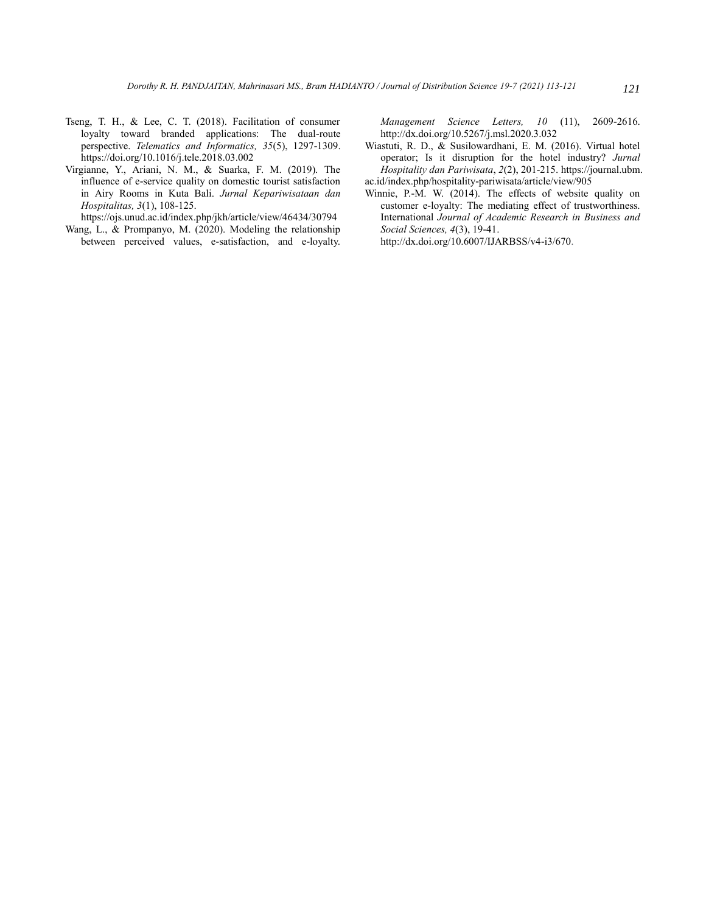Tseng, T. H., & Lee, C. T. (2018). Facilitation of consumer loyalty toward branded applications: The dual-route perspective. *Telematics and Informatics, 35*(5), 1297-1309. https://doi.org/10.1016/j.tele.2018.03.002

Virgianne, Y., Ariani, N. M., & Suarka, F. M. (2019). The influence of e-service quality on domestic tourist satisfaction in Airy Rooms in Kuta Bali. *Jurnal Kepariwisataan dan Hospitalitas, 3*(1), 108-125. https://ojs.unud.ac.id/index.php/jkh/article/view/46434/30794

Wang, L., & Prompanyo, M. (2020). Modeling the relationship between perceived values, e-satisfaction, and e-loyalty. *Management Science Letters, 10* (11), 2609-2616. http://dx.doi.org/10.5267/j.msl.2020.3.032

Wiastuti, R. D., & Susilowardhani, E. M. (2016). Virtual hotel operator; Is it disruption for the hotel industry? *Jurnal Hospitality dan Pariwisata*, *2*(2), 201-215. https://journal.ubm.ac.id/index.php/hospitality-pariwisata/article/view/905

Winnie, P.-M. W. (2014). The effects of website quality on customer e-loyalty: The mediating effect of trustworthiness. International *Journal of Academic Research in Business and Social Sciences, 4*(3), 19-41. http://dx.doi.org/10.6007/IJARBSS/v4-i3/670.